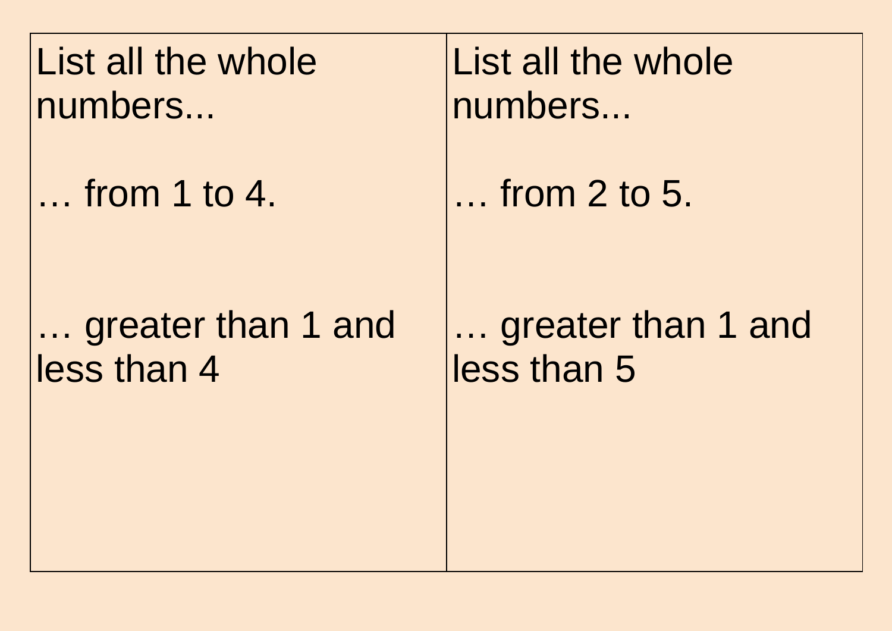| List all the whole numbers...<br><br>… from 1 to 4.<br><br>… greater than 1 and less than 4 | List all the whole numbers...<br><br>… from 2 to 5.<br><br>… greater than 1 and less than 5 |
| --- | --- |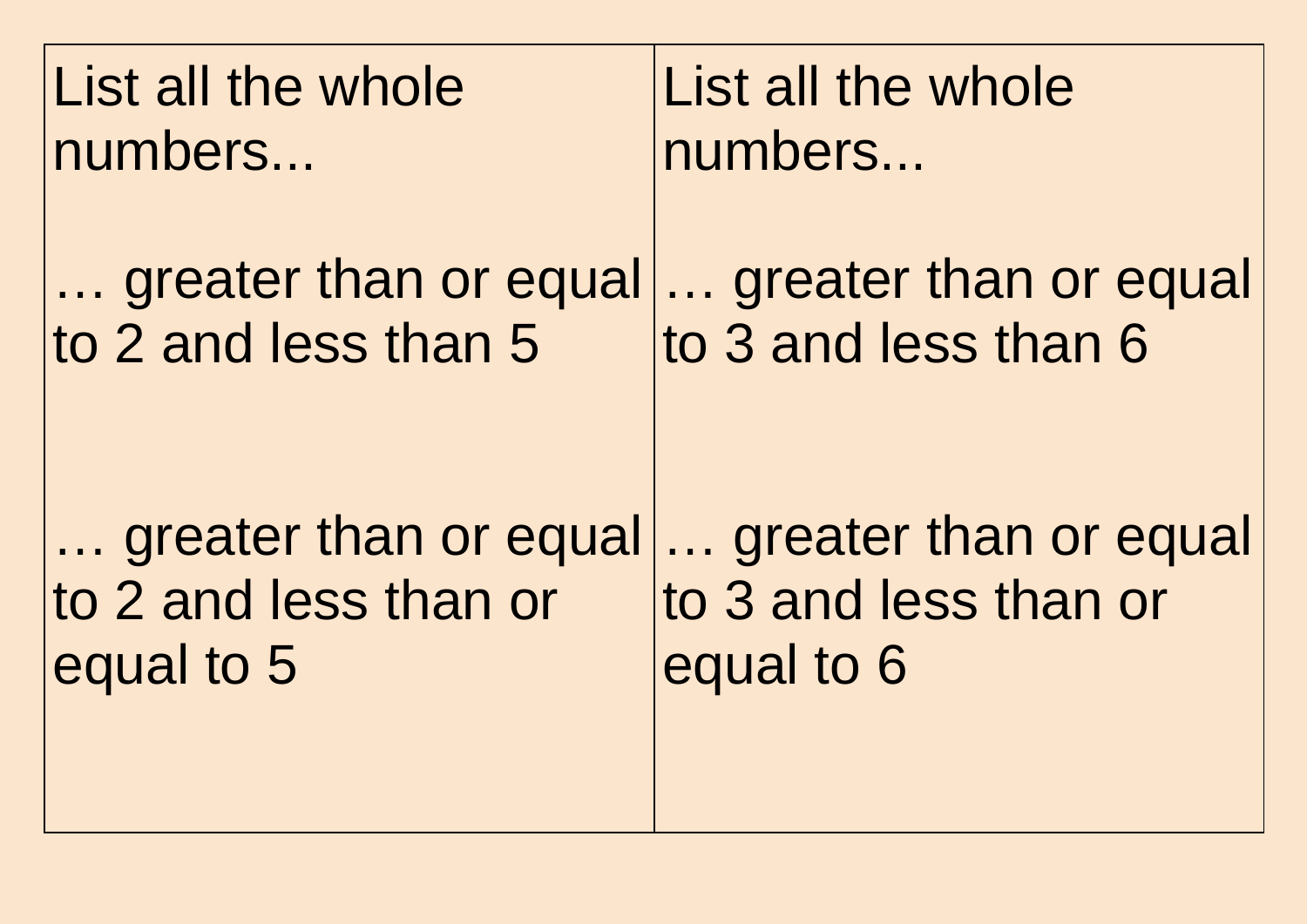| List all the whole numbers... | List all the whole numbers... |
|---|---|
| … greater than or equal to 2 and less than 5 | … greater than or equal to 3 and less than 6 |
| … greater than or equal to 2 and less than or equal to 5 | … greater than or equal to 3 and less than or equal to 6 |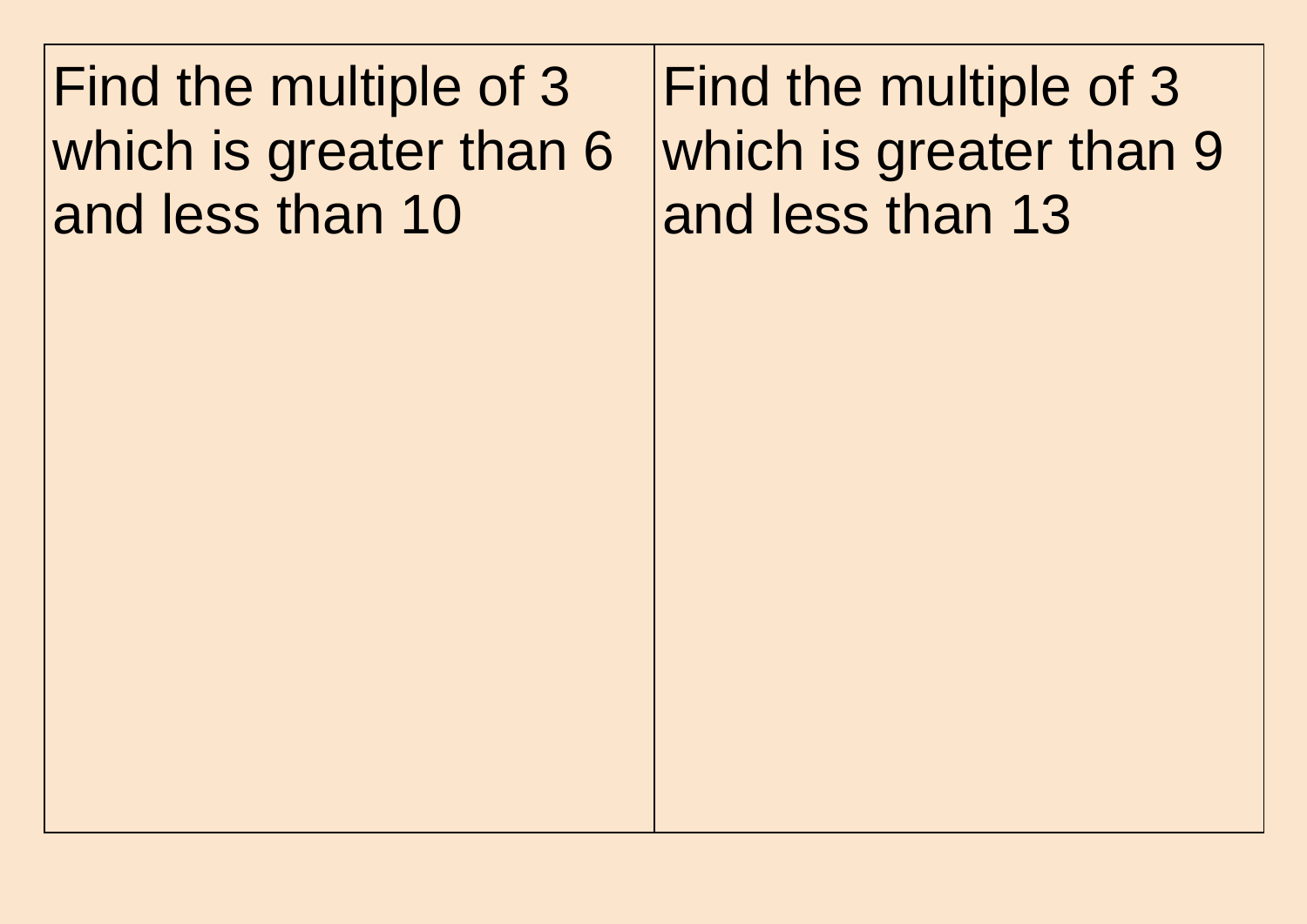| Find the multiple of 3 which is greater than 6 and less than 10 | Find the multiple of 3 which is greater than 9 and less than 13 |
| --- | --- |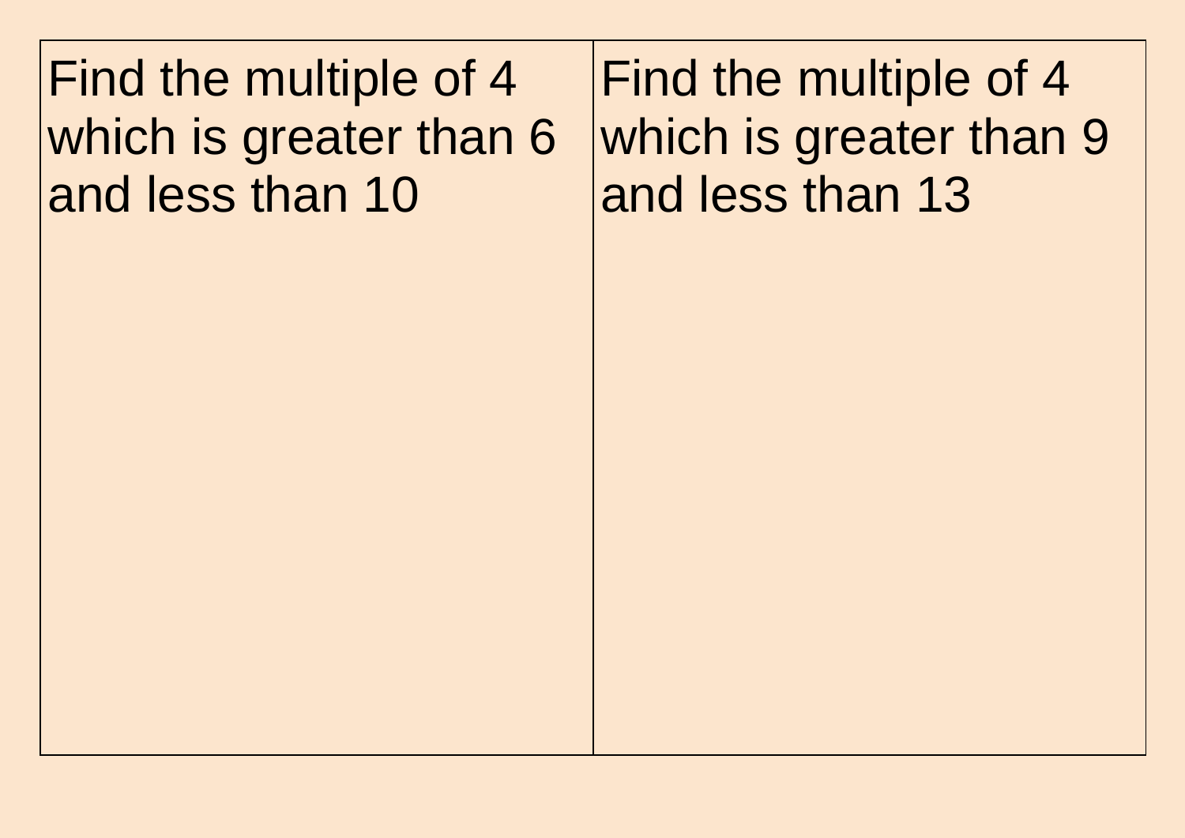| | |
|---|---|
| Find the multiple of 4 which is greater than 6 and less than 10 | Find the multiple of 4 which is greater than 9 and less than 13 |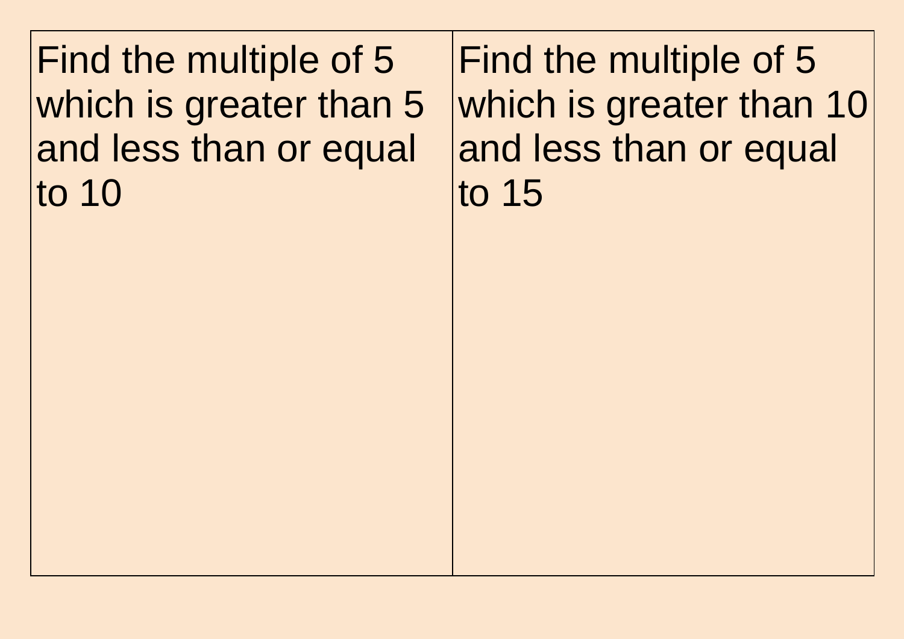| | |
|---|---|
| Find the multiple of 5 which is greater than 5 and less than or equal to 10 | Find the multiple of 5 which is greater than 10 and less than or equal to 15 |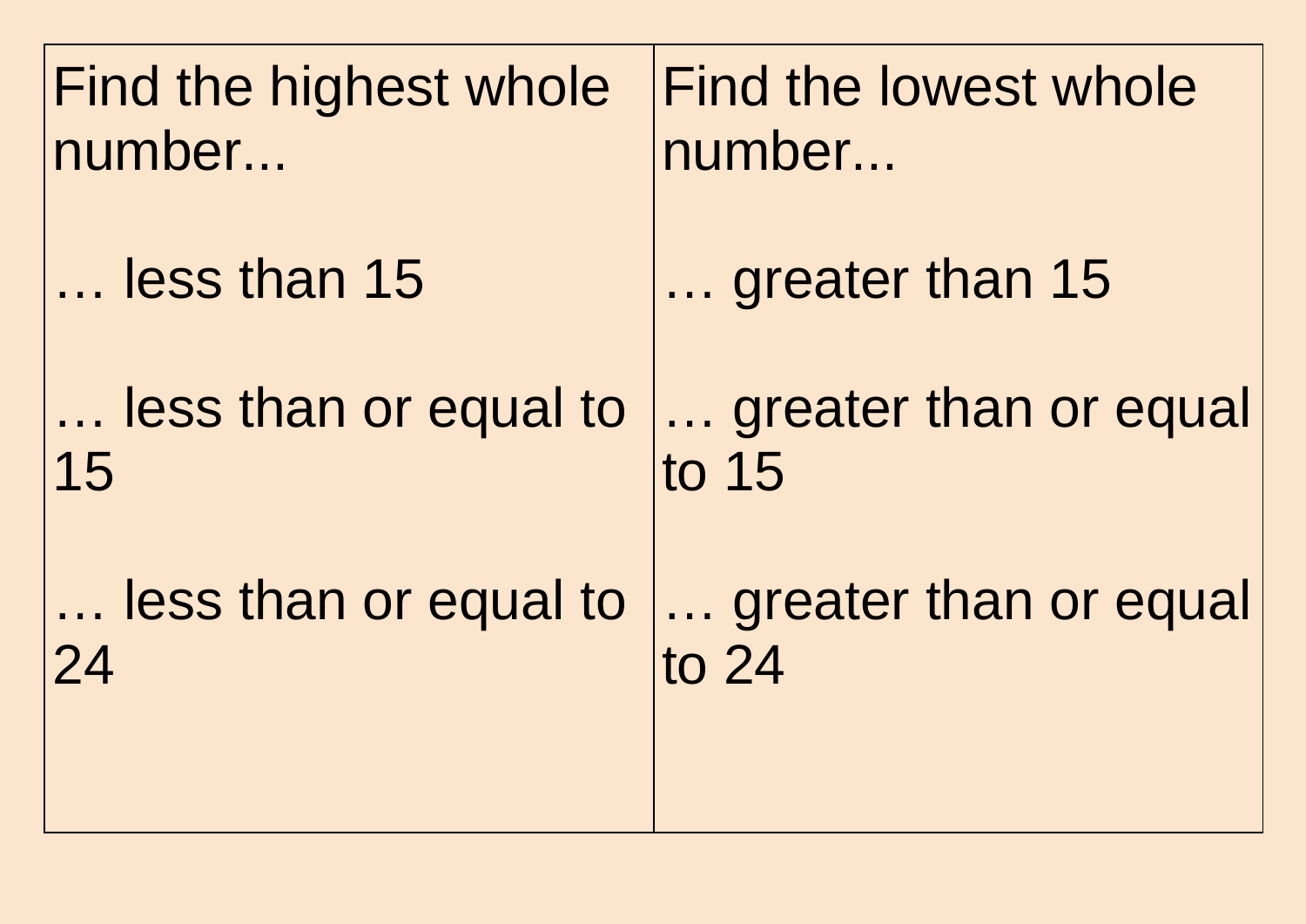| Find the highest whole number... | Find the lowest whole number... |
| --- | --- |
| … less than 15 | … greater than 15 |
| … less than or equal to 15 | … greater than or equal to 15 |
| … less than or equal to 24 | … greater than or equal to 24 |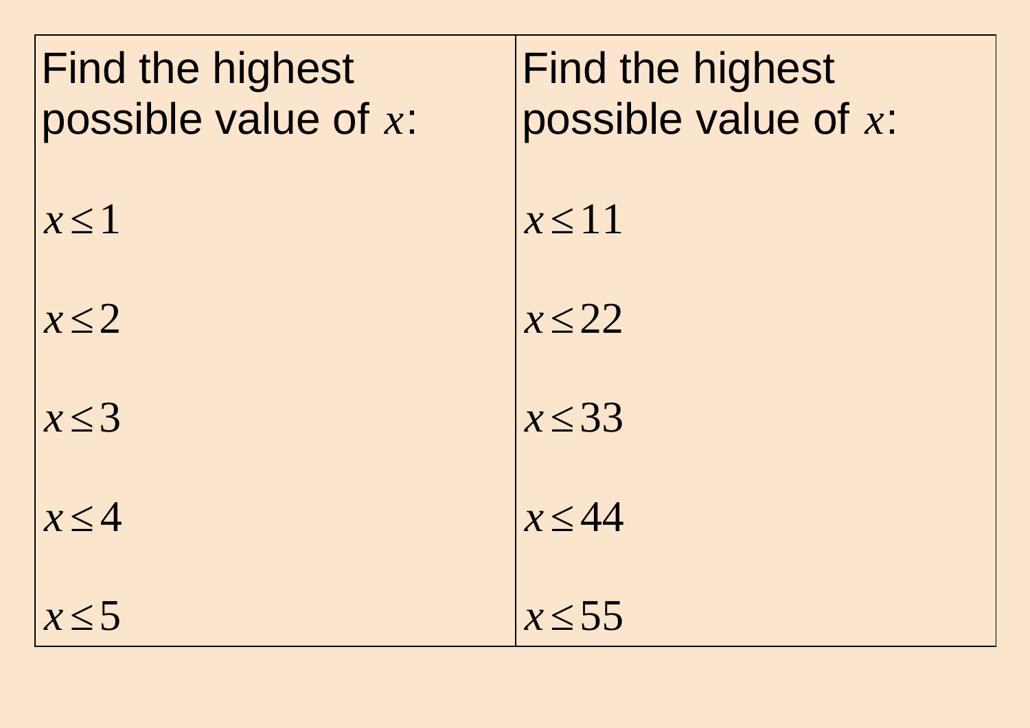| Find the highest possible value of $x$: | Find the highest possible value of $x$: |
| --- | --- |
| $x \leq 1$ | $x \leq 11$ |
| $x \leq 2$ | $x \leq 22$ |
| $x \leq 3$ | $x \leq 33$ |
| $x \leq 4$ | $x \leq 44$ |
| $x \leq 5$ | $x \leq 55$ |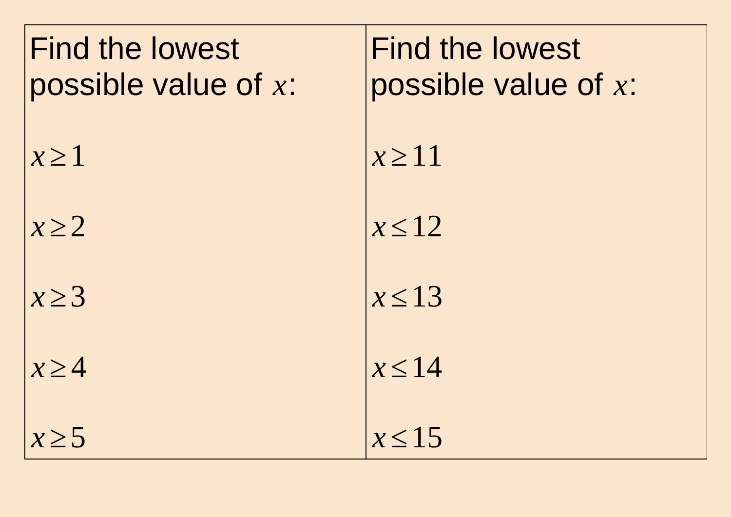| Find the lowest possible value of $x$: | Find the lowest possible value of $x$: |
|---|---|
| $x \geq 1$ | $x \geq 11$ |
| $x \geq 2$ | $x \leq 12$ |
| $x \geq 3$ | $x \leq 13$ |
| $x \geq 4$ | $x \leq 14$ |
| $x \geq 5$ | $x \leq 15$ |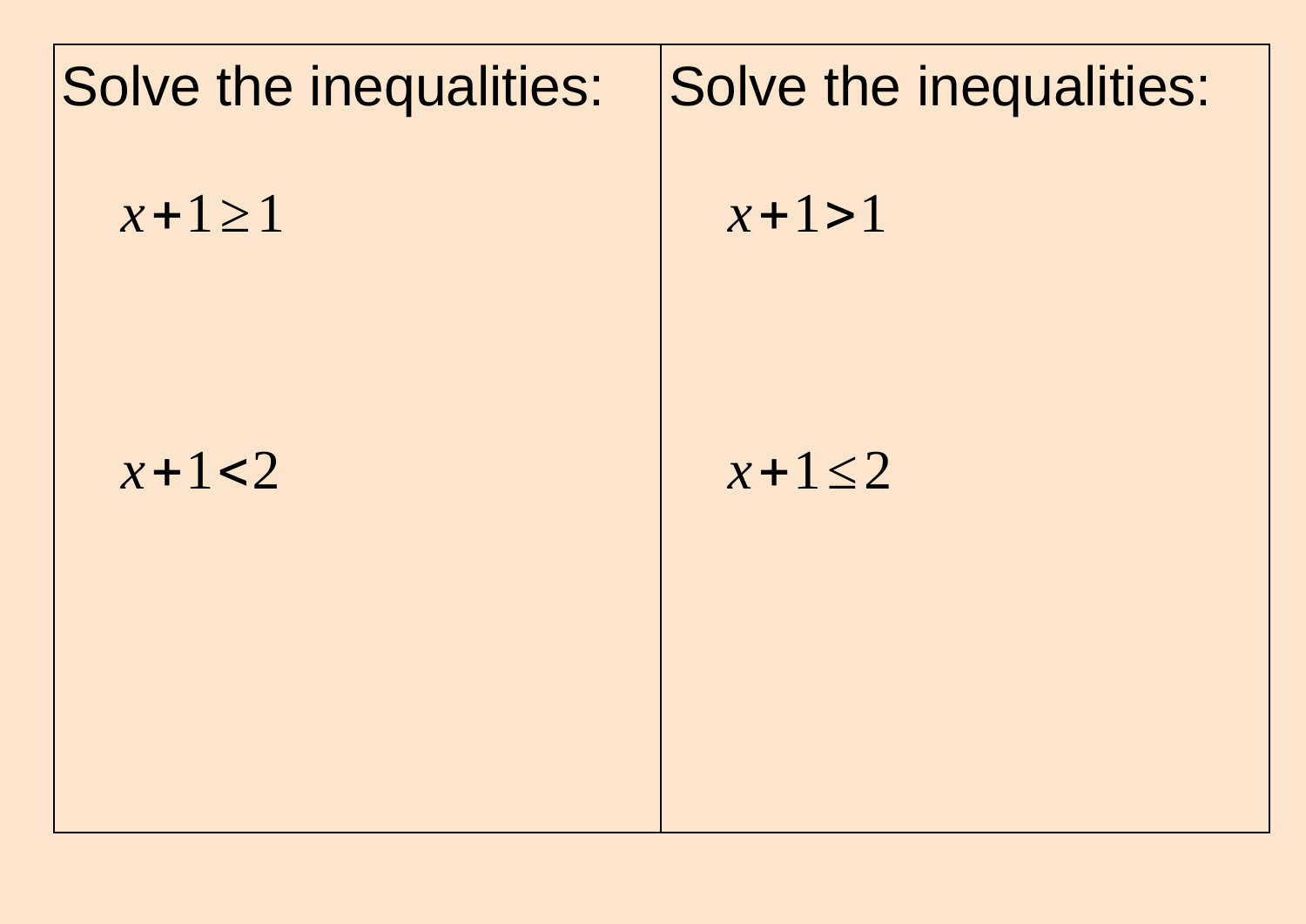Solve the inequalities:

$$x + 1 \geq 1$$

$$x + 1 < 2$$

Solve the inequalities:

$$x + 1 > 1$$

$$x + 1 \leq 2$$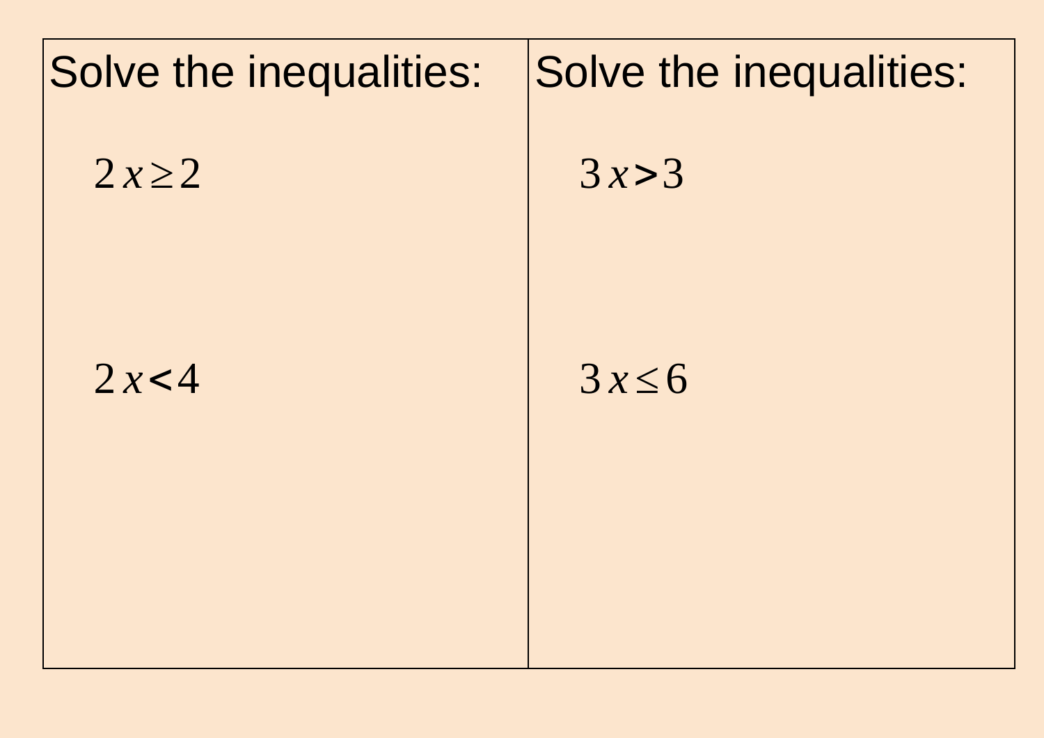Solve the inequalities:

$2x \geq 2$

$2x < 4$

Solve the inequalities:

$3x > 3$

$3x \leq 6$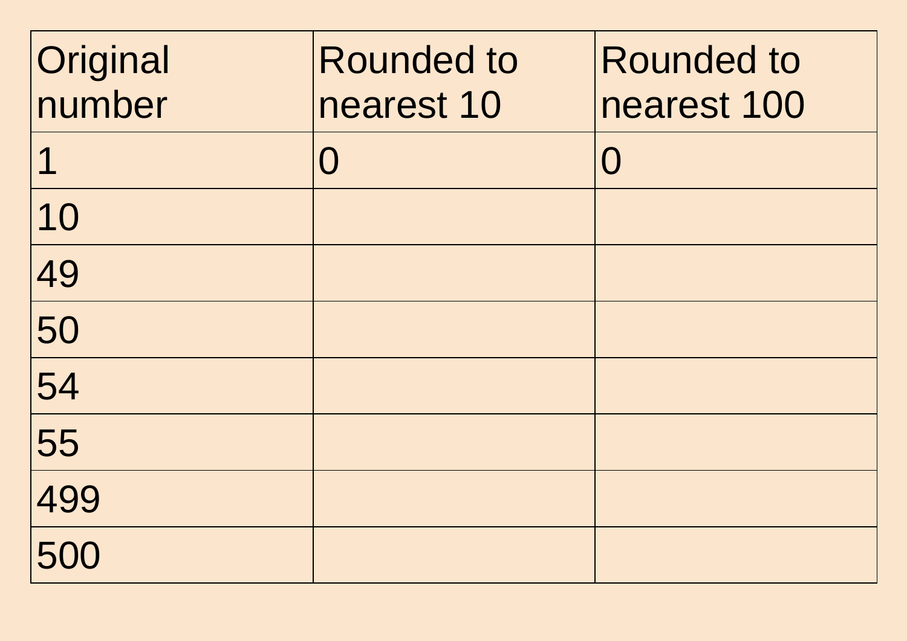| Original number | Rounded to nearest 10 | Rounded to nearest 100 |
| --- | --- | --- |
| 1 | 0 | 0 |
| 10 | | |
| 49 | | |
| 50 | | |
| 54 | | |
| 55 | | |
| 499 | | |
| 500 | | |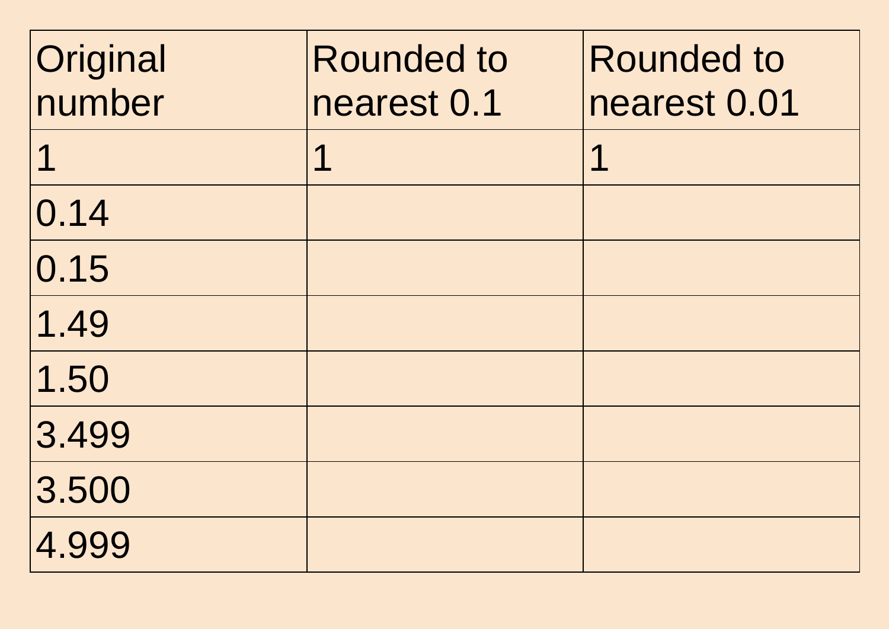| Original number | Rounded to nearest 0.1 | Rounded to nearest 0.01 |
|---|---|---|
| 1 | 1 | 1 |
| 0.14 | | |
| 0.15 | | |
| 1.49 | | |
| 1.50 | | |
| 3.499 | | |
| 3.500 | | |
| 4.999 | | |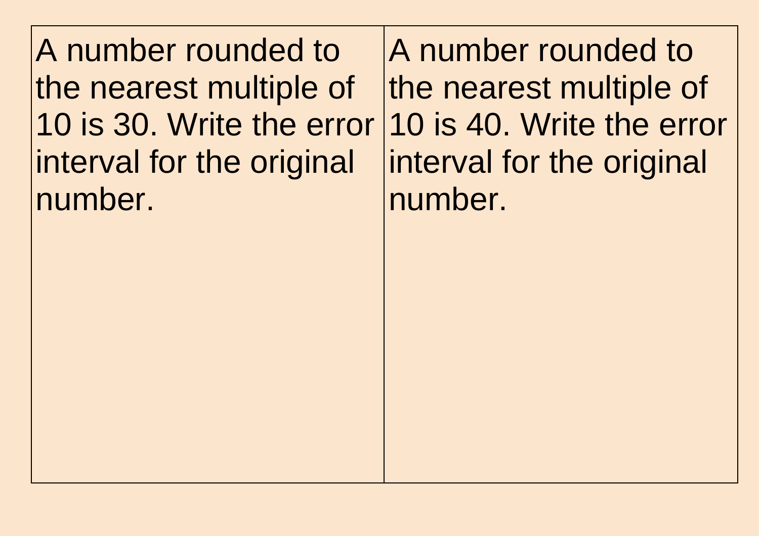| A number rounded to the nearest multiple of 10 is 30. Write the error interval for the original number. | A number rounded to the nearest multiple of 10 is 40. Write the error interval for the original number. |
| --- | --- |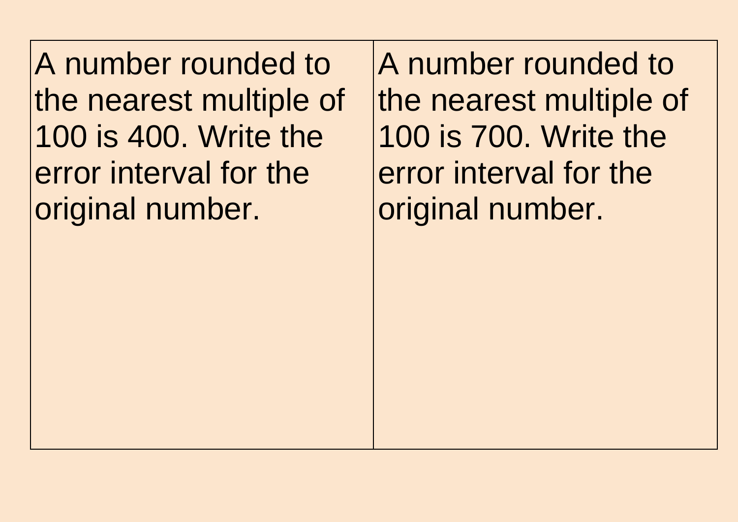| | |
|---|---|
| A number rounded to the nearest multiple of 100 is 400. Write the error interval for the original number. | A number rounded to the nearest multiple of 100 is 700. Write the error interval for the original number. |